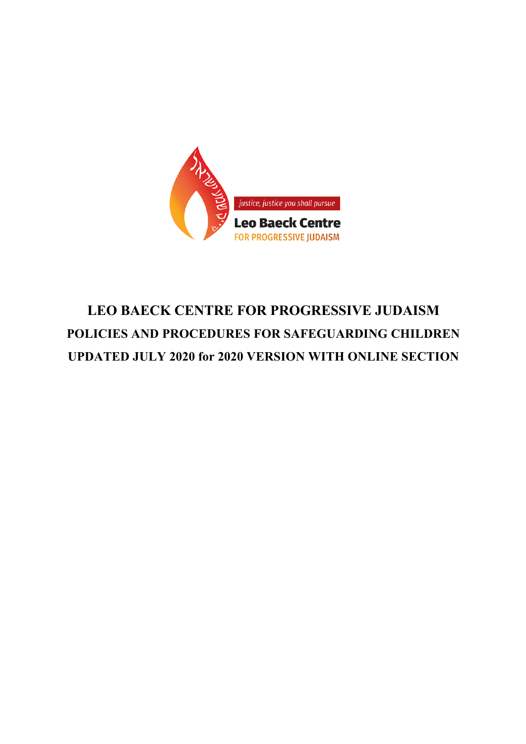justice, justice you shall pursue

**Leo Baeck Centre**
**FOR PROGRESSIVE JUDAISM**

# LEO BAECK CENTRE FOR PROGRESSIVE JUDAISM

## POLICIES AND PROCEDURES FOR SAFEGUARDING CHILDREN

## UPDATED JULY 2020 for 2020 VERSION WITH ONLINE SECTION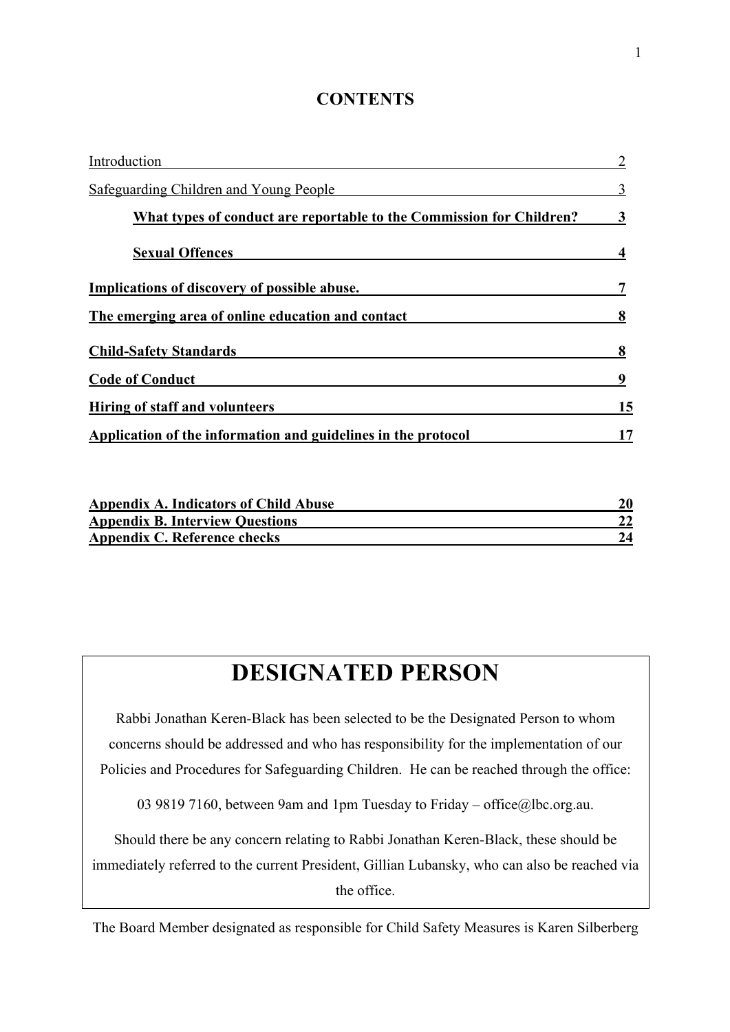## CONTENTS

| | |
|---|---|
| Introduction | 2 |
| Safeguarding Children and Young People | 3 |
| **What types of conduct are reportable to the Commission for Children?** | **3** |
| **Sexual Offences** | **4** |
| **Implications of discovery of possible abuse.** | **7** |
| **The emerging area of online education and contact** | **8** |
| **Child-Safety Standards** | **8** |
| **Code of Conduct** | **9** |
| **Hiring of staff and volunteers** | **15** |
| **Application of the information and guidelines in the protocol** | **17** |
| **Appendix A. Indicators of Child Abuse** | **20** |
| **Appendix B. Interview Questions** | **22** |
| **Appendix C. Reference checks** | **24** |

# DESIGNATED PERSON

Rabbi Jonathan Keren-Black has been selected to be the Designated Person to whom concerns should be addressed and who has responsibility for the implementation of our Policies and Procedures for Safeguarding Children. He can be reached through the office:

03 9819 7160, between 9am and 1pm Tuesday to Friday – office@lbc.org.au.

Should there be any concern relating to Rabbi Jonathan Keren-Black, these should be immediately referred to the current President, Gillian Lubansky, who can also be reached via the office.

The Board Member designated as responsible for Child Safety Measures is Karen Silberberg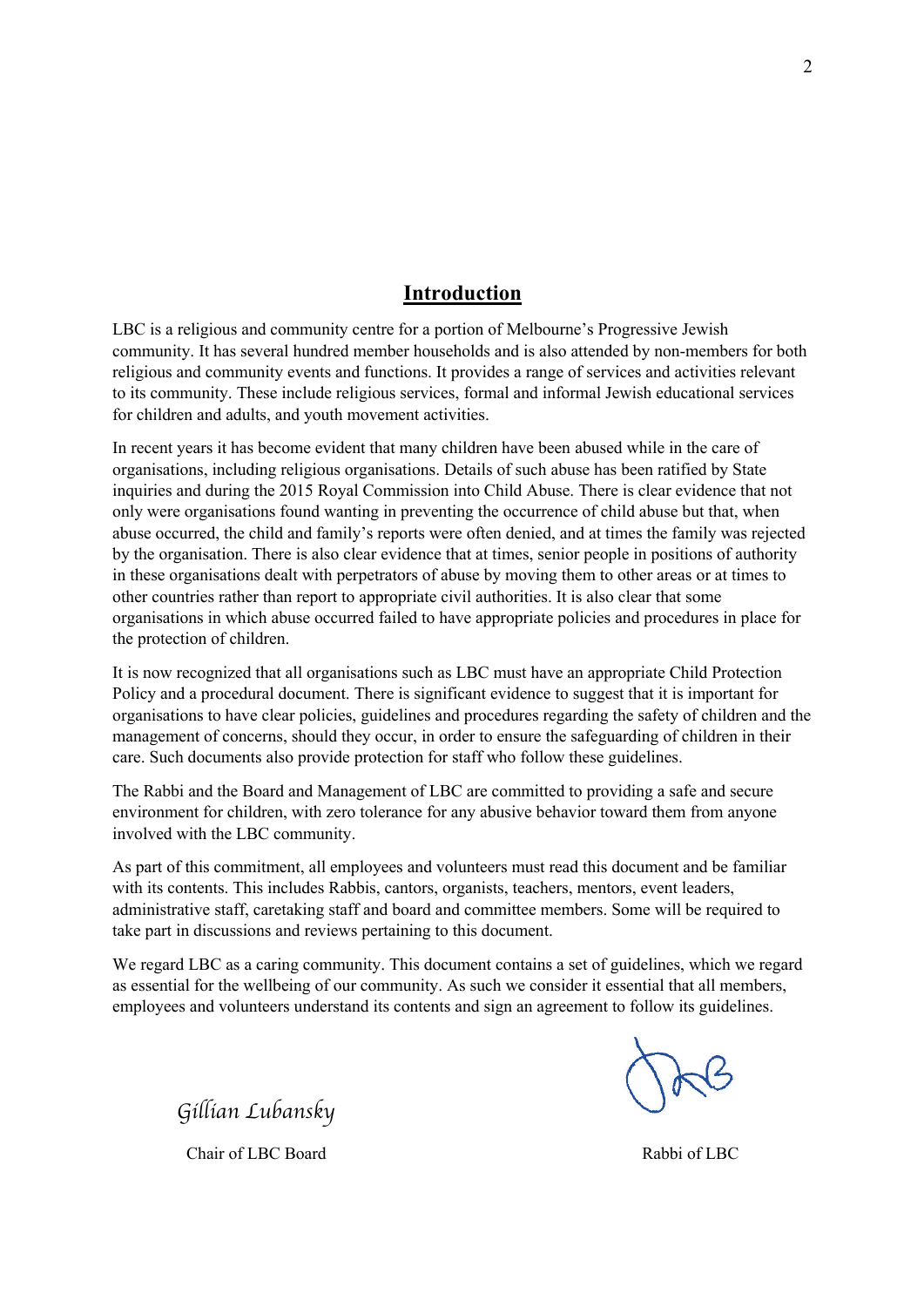## Introduction

LBC is a religious and community centre for a portion of Melbourne's Progressive Jewish community. It has several hundred member households and is also attended by non-members for both religious and community events and functions. It provides a range of services and activities relevant to its community. These include religious services, formal and informal Jewish educational services for children and adults, and youth movement activities.

In recent years it has become evident that many children have been abused while in the care of organisations, including religious organisations. Details of such abuse has been ratified by State inquiries and during the 2015 Royal Commission into Child Abuse. There is clear evidence that not only were organisations found wanting in preventing the occurrence of child abuse but that, when abuse occurred, the child and family's reports were often denied, and at times the family was rejected by the organisation. There is also clear evidence that at times, senior people in positions of authority in these organisations dealt with perpetrators of abuse by moving them to other areas or at times to other countries rather than report to appropriate civil authorities. It is also clear that some organisations in which abuse occurred failed to have appropriate policies and procedures in place for the protection of children.

It is now recognized that all organisations such as LBC must have an appropriate Child Protection Policy and a procedural document. There is significant evidence to suggest that it is important for organisations to have clear policies, guidelines and procedures regarding the safety of children and the management of concerns, should they occur, in order to ensure the safeguarding of children in their care. Such documents also provide protection for staff who follow these guidelines.

The Rabbi and the Board and Management of LBC are committed to providing a safe and secure environment for children, with zero tolerance for any abusive behavior toward them from anyone involved with the LBC community.

As part of this commitment, all employees and volunteers must read this document and be familiar with its contents. This includes Rabbis, cantors, organists, teachers, mentors, event leaders, administrative staff, caretaking staff and board and committee members. Some will be required to take part in discussions and reviews pertaining to this document.

We regard LBC as a caring community. This document contains a set of guidelines, which we regard as essential for the wellbeing of our community. As such we consider it essential that all members, employees and volunteers understand its contents and sign an agreement to follow its guidelines.

*Gillian Lubansky*

Chair of LBC Board

Rabbi of LBC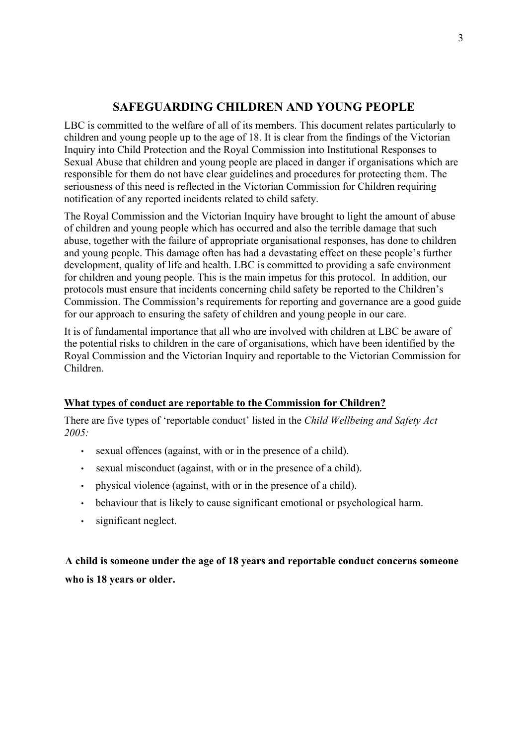## SAFEGUARDING CHILDREN AND YOUNG PEOPLE

LBC is committed to the welfare of all of its members. This document relates particularly to children and young people up to the age of 18. It is clear from the findings of the Victorian Inquiry into Child Protection and the Royal Commission into Institutional Responses to Sexual Abuse that children and young people are placed in danger if organisations which are responsible for them do not have clear guidelines and procedures for protecting them. The seriousness of this need is reflected in the Victorian Commission for Children requiring notification of any reported incidents related to child safety.

The Royal Commission and the Victorian Inquiry have brought to light the amount of abuse of children and young people which has occurred and also the terrible damage that such abuse, together with the failure of appropriate organisational responses, has done to children and young people. This damage often has had a devastating effect on these people's further development, quality of life and health. LBC is committed to providing a safe environment for children and young people. This is the main impetus for this protocol. In addition, our protocols must ensure that incidents concerning child safety be reported to the Children's Commission. The Commission's requirements for reporting and governance are a good guide for our approach to ensuring the safety of children and young people in our care.

It is of fundamental importance that all who are involved with children at LBC be aware of the potential risks to children in the care of organisations, which have been identified by the Royal Commission and the Victorian Inquiry and reportable to the Victorian Commission for Children.

### What types of conduct are reportable to the Commission for Children?

There are five types of 'reportable conduct' listed in the *Child Wellbeing and Safety Act 2005:*

- sexual offences (against, with or in the presence of a child).
- sexual misconduct (against, with or in the presence of a child).
- physical violence (against, with or in the presence of a child).
- behaviour that is likely to cause significant emotional or psychological harm.
- significant neglect.

**A child is someone under the age of 18 years and reportable conduct concerns someone who is 18 years or older.**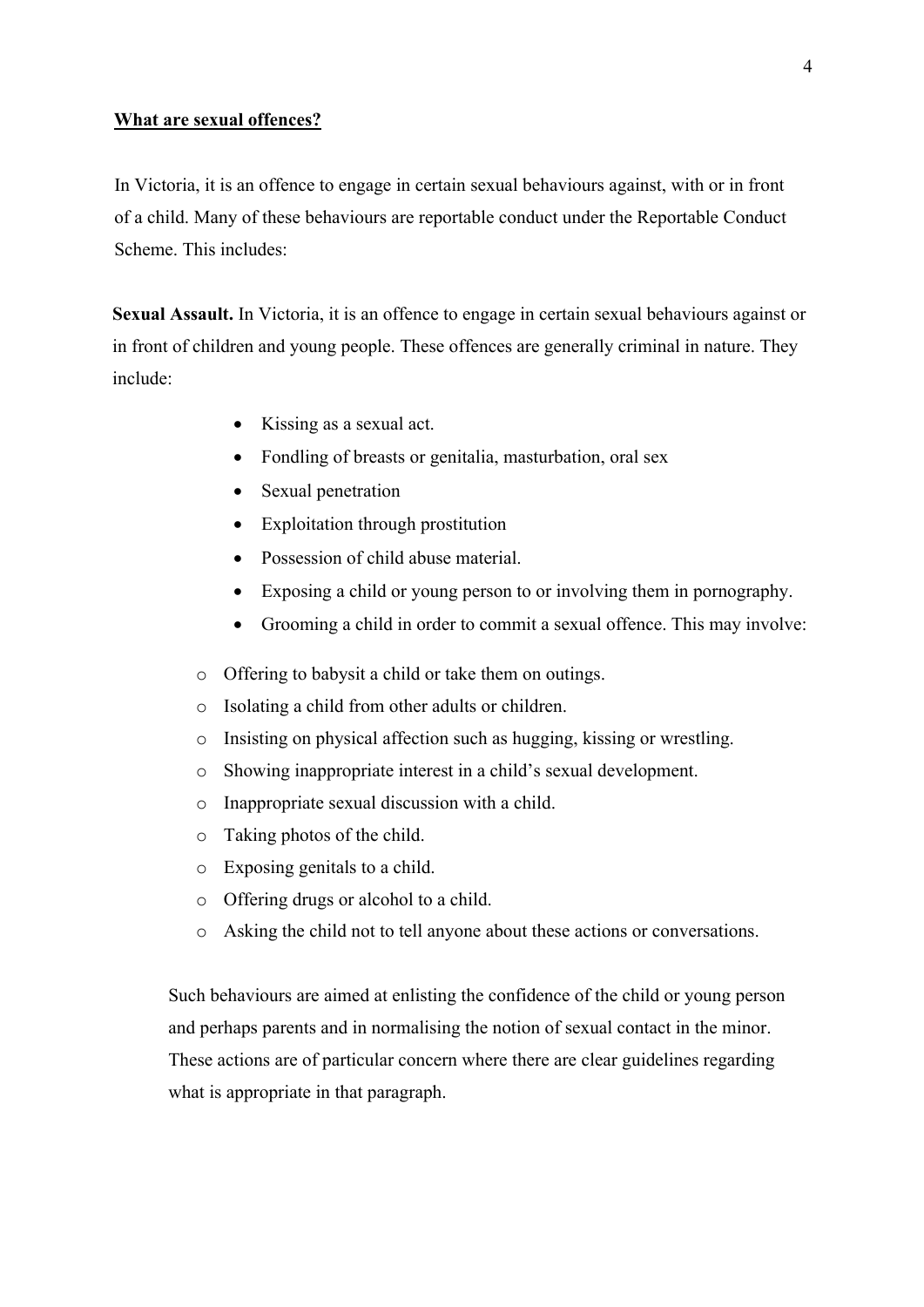**<u>What are sexual offences?</u>**

In Victoria, it is an offence to engage in certain sexual behaviours against, with or in front of a child. Many of these behaviours are reportable conduct under the Reportable Conduct Scheme. This includes:

**Sexual Assault.** In Victoria, it is an offence to engage in certain sexual behaviours against or in front of children and young people. These offences are generally criminal in nature. They include:

- Kissing as a sexual act.
- Fondling of breasts or genitalia, masturbation, oral sex
- Sexual penetration
- Exploitation through prostitution
- Possession of child abuse material.
- Exposing a child or young person to or involving them in pornography.
- Grooming a child in order to commit a sexual offence. This may involve:
    - Offering to babysit a child or take them on outings.
    - Isolating a child from other adults or children.
    - Insisting on physical affection such as hugging, kissing or wrestling.
    - Showing inappropriate interest in a child's sexual development.
    - Inappropriate sexual discussion with a child.
    - Taking photos of the child.
    - Exposing genitals to a child.
    - Offering drugs or alcohol to a child.
    - Asking the child not to tell anyone about these actions or conversations.

Such behaviours are aimed at enlisting the confidence of the child or young person and perhaps parents and in normalising the notion of sexual contact in the minor. These actions are of particular concern where there are clear guidelines regarding what is appropriate in that paragraph.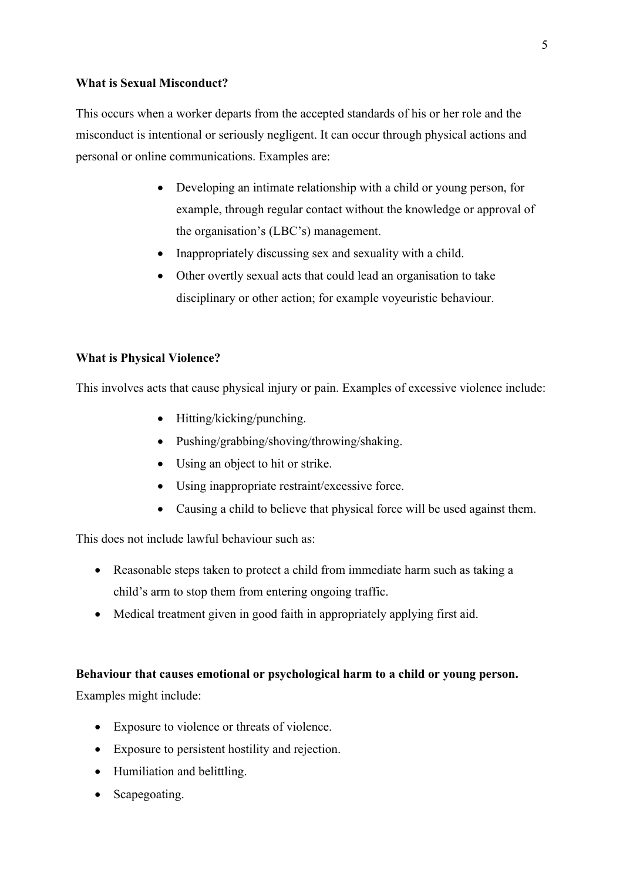**What is Sexual Misconduct?**

This occurs when a worker departs from the accepted standards of his or her role and the misconduct is intentional or seriously negligent. It can occur through physical actions and personal or online communications. Examples are:

- Developing an intimate relationship with a child or young person, for example, through regular contact without the knowledge or approval of the organisation's (LBC's) management.
- Inappropriately discussing sex and sexuality with a child.
- Other overtly sexual acts that could lead an organisation to take disciplinary or other action; for example voyeuristic behaviour.

**What is Physical Violence?**

This involves acts that cause physical injury or pain. Examples of excessive violence include:

- Hitting/kicking/punching.
- Pushing/grabbing/shoving/throwing/shaking.
- Using an object to hit or strike.
- Using inappropriate restraint/excessive force.
- Causing a child to believe that physical force will be used against them.

This does not include lawful behaviour such as:

- Reasonable steps taken to protect a child from immediate harm such as taking a child's arm to stop them from entering ongoing traffic.
- Medical treatment given in good faith in appropriately applying first aid.

**Behaviour that causes emotional or psychological harm to a child or young person.**
Examples might include:

- Exposure to violence or threats of violence.
- Exposure to persistent hostility and rejection.
- Humiliation and belittling.
- Scapegoating.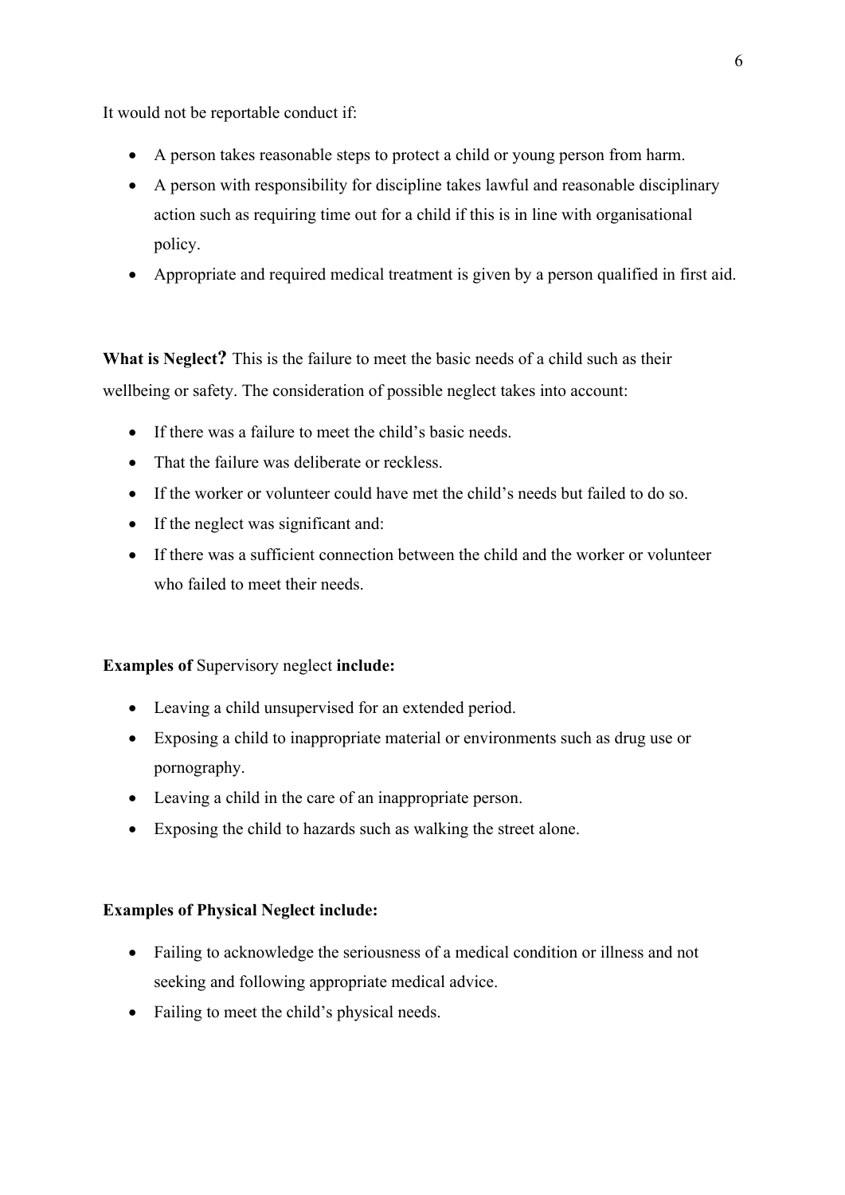It would not be reportable conduct if:

- A person takes reasonable steps to protect a child or young person from harm.
- A person with responsibility for discipline takes lawful and reasonable disciplinary action such as requiring time out for a child if this is in line with organisational policy.
- Appropriate and required medical treatment is given by a person qualified in first aid.

**What is Neglect?** This is the failure to meet the basic needs of a child such as their wellbeing or safety. The consideration of possible neglect takes into account:

- If there was a failure to meet the child's basic needs.
- That the failure was deliberate or reckless.
- If the worker or volunteer could have met the child's needs but failed to do so.
- If the neglect was significant and:
- If there was a sufficient connection between the child and the worker or volunteer who failed to meet their needs.

**Examples of** Supervisory neglect **include:**

- Leaving a child unsupervised for an extended period.
- Exposing a child to inappropriate material or environments such as drug use or pornography.
- Leaving a child in the care of an inappropriate person.
- Exposing the child to hazards such as walking the street alone.

**Examples of Physical Neglect include:**

- Failing to acknowledge the seriousness of a medical condition or illness and not seeking and following appropriate medical advice.
- Failing to meet the child's physical needs.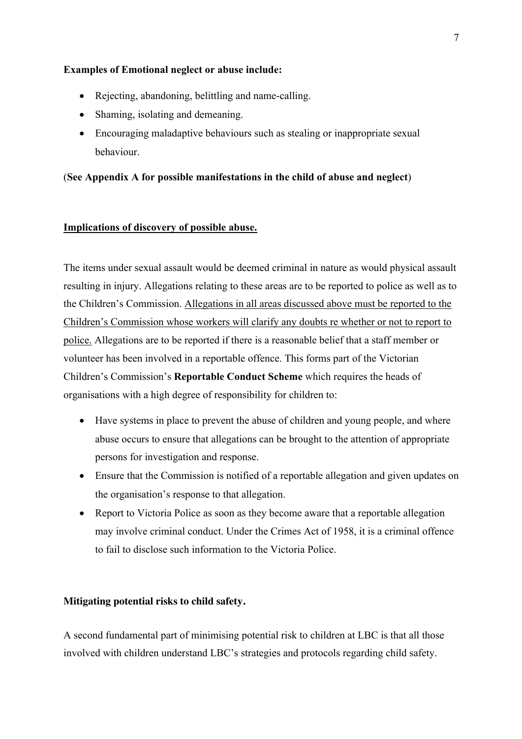**Examples of Emotional neglect or abuse include:**

- Rejecting, abandoning, belittling and name-calling.
- Shaming, isolating and demeaning.
- Encouraging maladaptive behaviours such as stealing or inappropriate sexual behaviour.

(**See Appendix A for possible manifestations in the child of abuse and neglect**)

**Implications of discovery of possible abuse.**

The items under sexual assault would be deemed criminal in nature as would physical assault resulting in injury. Allegations relating to these areas are to be reported to police as well as to the Children's Commission. Allegations in all areas discussed above must be reported to the Children's Commission whose workers will clarify any doubts re whether or not to report to police. Allegations are to be reported if there is a reasonable belief that a staff member or volunteer has been involved in a reportable offence. This forms part of the Victorian Children's Commission's **Reportable Conduct Scheme** which requires the heads of organisations with a high degree of responsibility for children to:

- Have systems in place to prevent the abuse of children and young people, and where abuse occurs to ensure that allegations can be brought to the attention of appropriate persons for investigation and response.
- Ensure that the Commission is notified of a reportable allegation and given updates on the organisation's response to that allegation.
- Report to Victoria Police as soon as they become aware that a reportable allegation may involve criminal conduct. Under the Crimes Act of 1958, it is a criminal offence to fail to disclose such information to the Victoria Police.

**Mitigating potential risks to child safety.**

A second fundamental part of minimising potential risk to children at LBC is that all those involved with children understand LBC's strategies and protocols regarding child safety.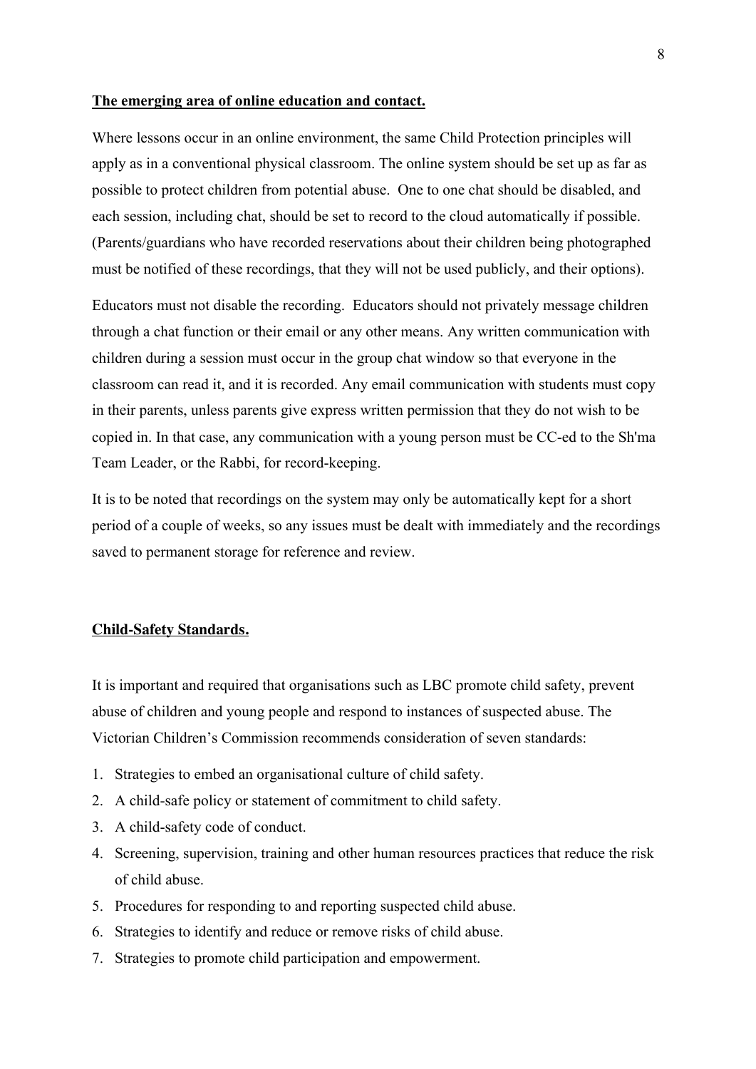**The emerging area of online education and contact.**

Where lessons occur in an online environment, the same Child Protection principles will apply as in a conventional physical classroom. The online system should be set up as far as possible to protect children from potential abuse. One to one chat should be disabled, and each session, including chat, should be set to record to the cloud automatically if possible. (Parents/guardians who have recorded reservations about their children being photographed must be notified of these recordings, that they will not be used publicly, and their options).

Educators must not disable the recording. Educators should not privately message children through a chat function or their email or any other means. Any written communication with children during a session must occur in the group chat window so that everyone in the classroom can read it, and it is recorded. Any email communication with students must copy in their parents, unless parents give express written permission that they do not wish to be copied in. In that case, any communication with a young person must be CC-ed to the Sh'ma Team Leader, or the Rabbi, for record-keeping.

It is to be noted that recordings on the system may only be automatically kept for a short period of a couple of weeks, so any issues must be dealt with immediately and the recordings saved to permanent storage for reference and review.

**Child-Safety Standards.**

It is important and required that organisations such as LBC promote child safety, prevent abuse of children and young people and respond to instances of suspected abuse. The Victorian Children's Commission recommends consideration of seven standards:

1. Strategies to embed an organisational culture of child safety.
2. A child-safe policy or statement of commitment to child safety.
3. A child-safety code of conduct.
4. Screening, supervision, training and other human resources practices that reduce the risk of child abuse.
5. Procedures for responding to and reporting suspected child abuse.
6. Strategies to identify and reduce or remove risks of child abuse.
7. Strategies to promote child participation and empowerment.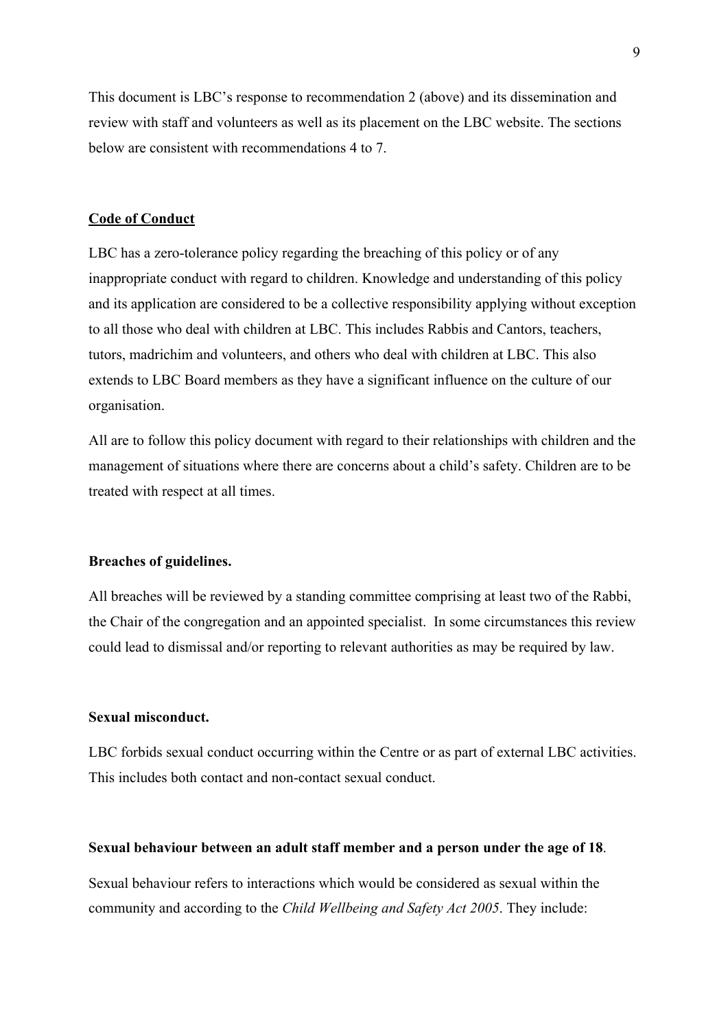This document is LBC's response to recommendation 2 (above) and its dissemination and review with staff and volunteers as well as its placement on the LBC website. The sections below are consistent with recommendations 4 to 7.

## Code of Conduct

LBC has a zero-tolerance policy regarding the breaching of this policy or of any inappropriate conduct with regard to children. Knowledge and understanding of this policy and its application are considered to be a collective responsibility applying without exception to all those who deal with children at LBC. This includes Rabbis and Cantors, teachers, tutors, madrichim and volunteers, and others who deal with children at LBC. This also extends to LBC Board members as they have a significant influence on the culture of our organisation.

All are to follow this policy document with regard to their relationships with children and the management of situations where there are concerns about a child's safety. Children are to be treated with respect at all times.

### Breaches of guidelines.

All breaches will be reviewed by a standing committee comprising at least two of the Rabbi, the Chair of the congregation and an appointed specialist. In some circumstances this review could lead to dismissal and/or reporting to relevant authorities as may be required by law.

### Sexual misconduct.

LBC forbids sexual conduct occurring within the Centre or as part of external LBC activities. This includes both contact and non-contact sexual conduct.

### Sexual behaviour between an adult staff member and a person under the age of 18.

Sexual behaviour refers to interactions which would be considered as sexual within the community and according to the *Child Wellbeing and Safety Act 2005*. They include: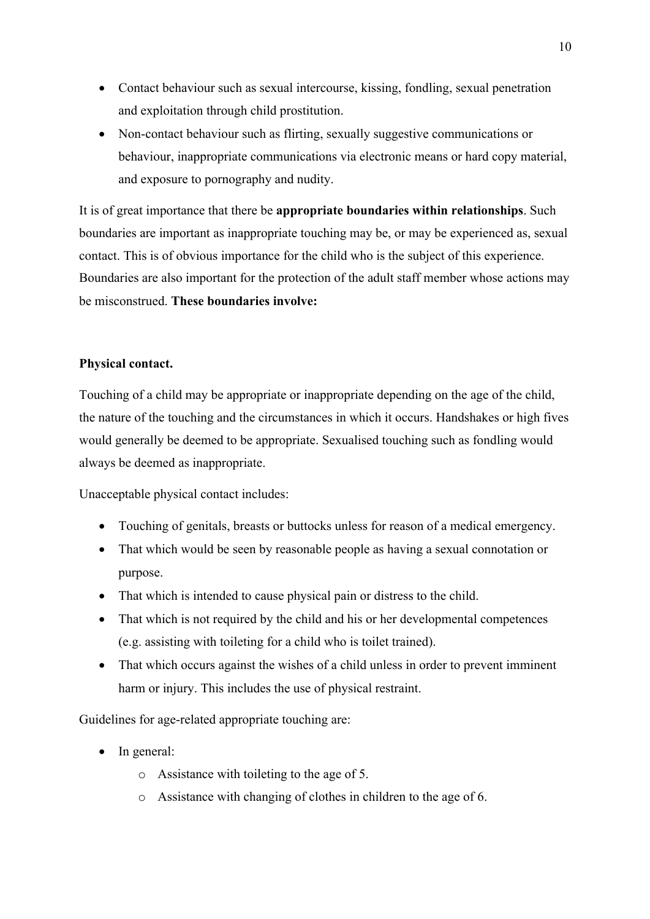- Contact behaviour such as sexual intercourse, kissing, fondling, sexual penetration and exploitation through child prostitution.
- Non-contact behaviour such as flirting, sexually suggestive communications or behaviour, inappropriate communications via electronic means or hard copy material, and exposure to pornography and nudity.

It is of great importance that there be **appropriate boundaries within relationships**. Such boundaries are important as inappropriate touching may be, or may be experienced as, sexual contact. This is of obvious importance for the child who is the subject of this experience. Boundaries are also important for the protection of the adult staff member whose actions may be misconstrued. **These boundaries involve:**

**Physical contact.**

Touching of a child may be appropriate or inappropriate depending on the age of the child, the nature of the touching and the circumstances in which it occurs. Handshakes or high fives would generally be deemed to be appropriate. Sexualised touching such as fondling would always be deemed as inappropriate.

Unacceptable physical contact includes:

- Touching of genitals, breasts or buttocks unless for reason of a medical emergency.
- That which would be seen by reasonable people as having a sexual connotation or purpose.
- That which is intended to cause physical pain or distress to the child.
- That which is not required by the child and his or her developmental competences (e.g. assisting with toileting for a child who is toilet trained).
- That which occurs against the wishes of a child unless in order to prevent imminent harm or injury. This includes the use of physical restraint.

Guidelines for age-related appropriate touching are:

- In general:
    - Assistance with toileting to the age of 5.
    - Assistance with changing of clothes in children to the age of 6.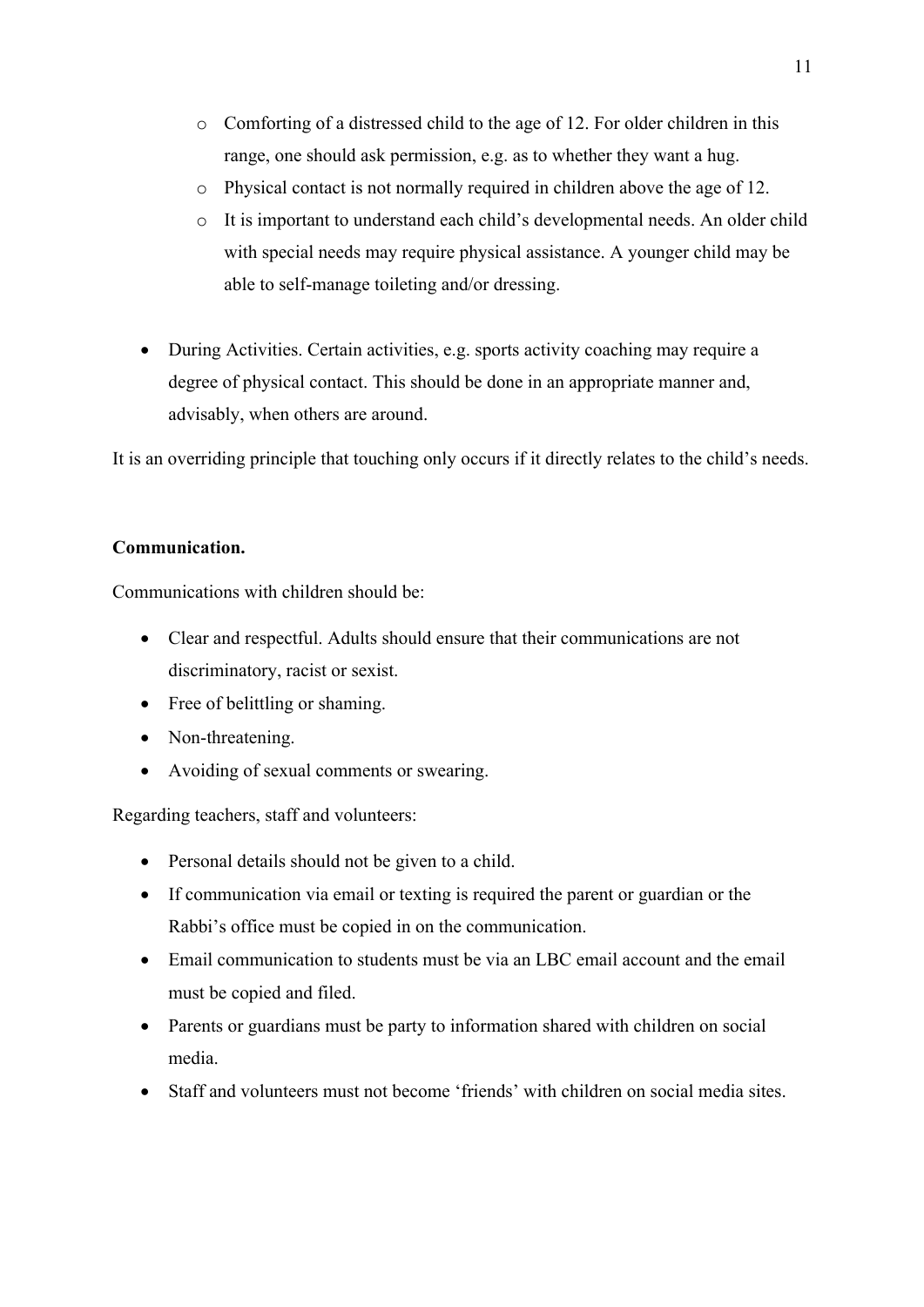- Comforting of a distressed child to the age of 12. For older children in this range, one should ask permission, e.g. as to whether they want a hug.
  - Physical contact is not normally required in children above the age of 12.
  - It is important to understand each child's developmental needs. An older child with special needs may require physical assistance. A younger child may be able to self-manage toileting and/or dressing.

- During Activities. Certain activities, e.g. sports activity coaching may require a degree of physical contact. This should be done in an appropriate manner and, advisably, when others are around.

It is an overriding principle that touching only occurs if it directly relates to the child's needs.

**Communication.**

Communications with children should be:

- Clear and respectful. Adults should ensure that their communications are not discriminatory, racist or sexist.
- Free of belittling or shaming.
- Non-threatening.
- Avoiding of sexual comments or swearing.

Regarding teachers, staff and volunteers:

- Personal details should not be given to a child.
- If communication via email or texting is required the parent or guardian or the Rabbi's office must be copied in on the communication.
- Email communication to students must be via an LBC email account and the email must be copied and filed.
- Parents or guardians must be party to information shared with children on social media.
- Staff and volunteers must not become 'friends' with children on social media sites.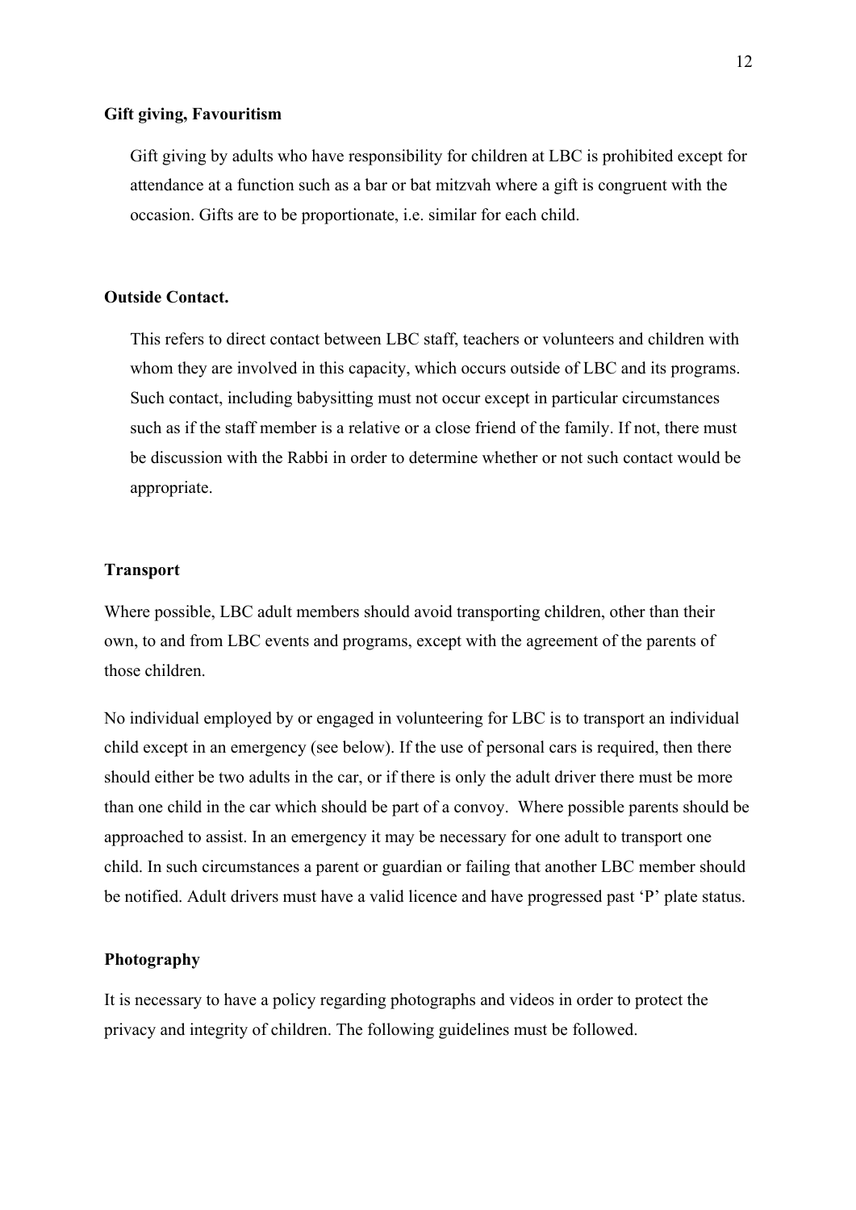**Gift giving, Favouritism**

Gift giving by adults who have responsibility for children at LBC is prohibited except for attendance at a function such as a bar or bat mitzvah where a gift is congruent with the occasion. Gifts are to be proportionate, i.e. similar for each child.

**Outside Contact.**

This refers to direct contact between LBC staff, teachers or volunteers and children with whom they are involved in this capacity, which occurs outside of LBC and its programs. Such contact, including babysitting must not occur except in particular circumstances such as if the staff member is a relative or a close friend of the family. If not, there must be discussion with the Rabbi in order to determine whether or not such contact would be appropriate.

**Transport**

Where possible, LBC adult members should avoid transporting children, other than their own, to and from LBC events and programs, except with the agreement of the parents of those children.

No individual employed by or engaged in volunteering for LBC is to transport an individual child except in an emergency (see below). If the use of personal cars is required, then there should either be two adults in the car, or if there is only the adult driver there must be more than one child in the car which should be part of a convoy. Where possible parents should be approached to assist. In an emergency it may be necessary for one adult to transport one child. In such circumstances a parent or guardian or failing that another LBC member should be notified. Adult drivers must have a valid licence and have progressed past 'P' plate status.

**Photography**

It is necessary to have a policy regarding photographs and videos in order to protect the privacy and integrity of children. The following guidelines must be followed.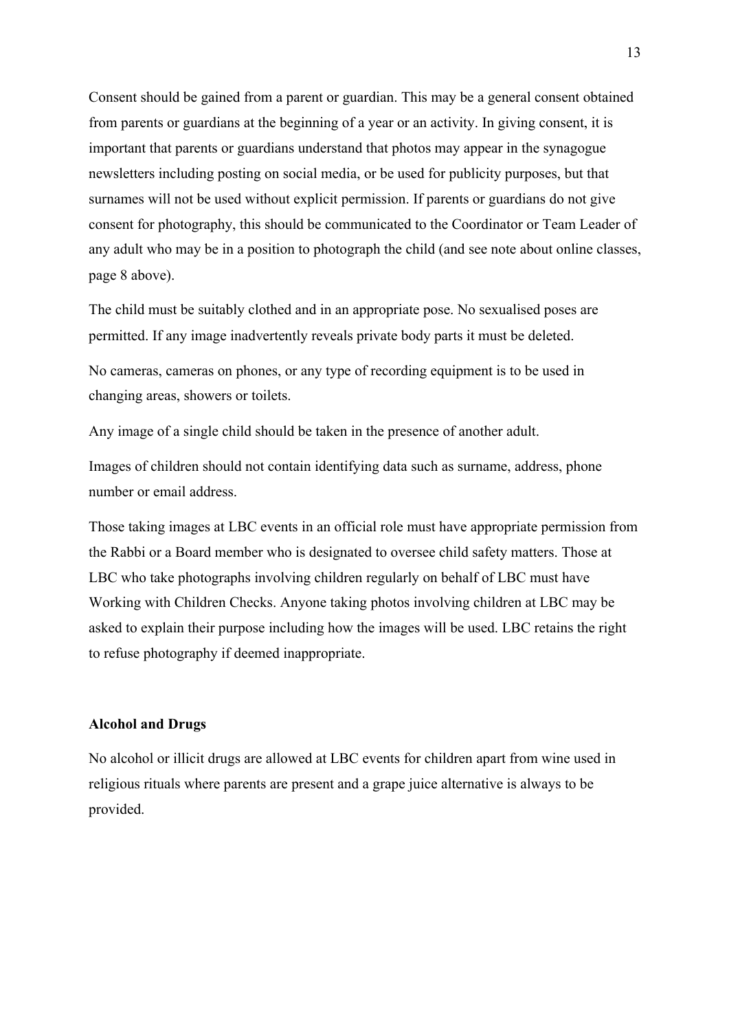Consent should be gained from a parent or guardian. This may be a general consent obtained from parents or guardians at the beginning of a year or an activity. In giving consent, it is important that parents or guardians understand that photos may appear in the synagogue newsletters including posting on social media, or be used for publicity purposes, but that surnames will not be used without explicit permission. If parents or guardians do not give consent for photography, this should be communicated to the Coordinator or Team Leader of any adult who may be in a position to photograph the child (and see note about online classes, page 8 above).

The child must be suitably clothed and in an appropriate pose. No sexualised poses are permitted. If any image inadvertently reveals private body parts it must be deleted.

No cameras, cameras on phones, or any type of recording equipment is to be used in changing areas, showers or toilets.

Any image of a single child should be taken in the presence of another adult.

Images of children should not contain identifying data such as surname, address, phone number or email address.

Those taking images at LBC events in an official role must have appropriate permission from the Rabbi or a Board member who is designated to oversee child safety matters. Those at LBC who take photographs involving children regularly on behalf of LBC must have Working with Children Checks. Anyone taking photos involving children at LBC may be asked to explain their purpose including how the images will be used. LBC retains the right to refuse photography if deemed inappropriate.

**Alcohol and Drugs**

No alcohol or illicit drugs are allowed at LBC events for children apart from wine used in religious rituals where parents are present and a grape juice alternative is always to be provided.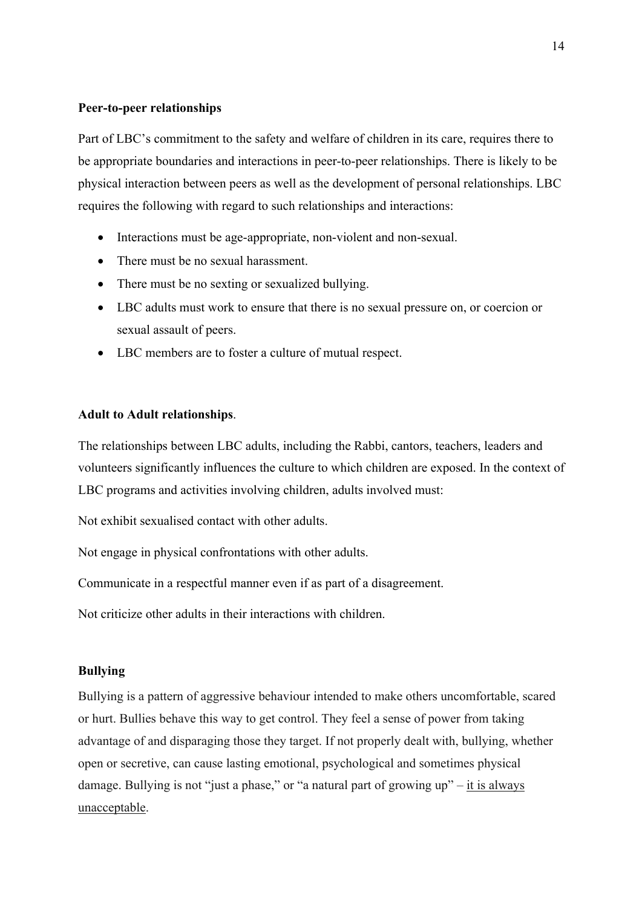**Peer-to-peer relationships**

Part of LBC's commitment to the safety and welfare of children in its care, requires there to be appropriate boundaries and interactions in peer-to-peer relationships. There is likely to be physical interaction between peers as well as the development of personal relationships. LBC requires the following with regard to such relationships and interactions:

- Interactions must be age-appropriate, non-violent and non-sexual.
- There must be no sexual harassment.
- There must be no sexting or sexualized bullying.
- LBC adults must work to ensure that there is no sexual pressure on, or coercion or sexual assault of peers.
- LBC members are to foster a culture of mutual respect.

**Adult to Adult relationships**.

The relationships between LBC adults, including the Rabbi, cantors, teachers, leaders and volunteers significantly influences the culture to which children are exposed. In the context of LBC programs and activities involving children, adults involved must:

Not exhibit sexualised contact with other adults.

Not engage in physical confrontations with other adults.

Communicate in a respectful manner even if as part of a disagreement.

Not criticize other adults in their interactions with children.

**Bullying**

Bullying is a pattern of aggressive behaviour intended to make others uncomfortable, scared or hurt. Bullies behave this way to get control. They feel a sense of power from taking advantage of and disparaging those they target. If not properly dealt with, bullying, whether open or secretive, can cause lasting emotional, psychological and sometimes physical damage. Bullying is not "just a phase," or "a natural part of growing up" – <u>it is always unacceptable</u>.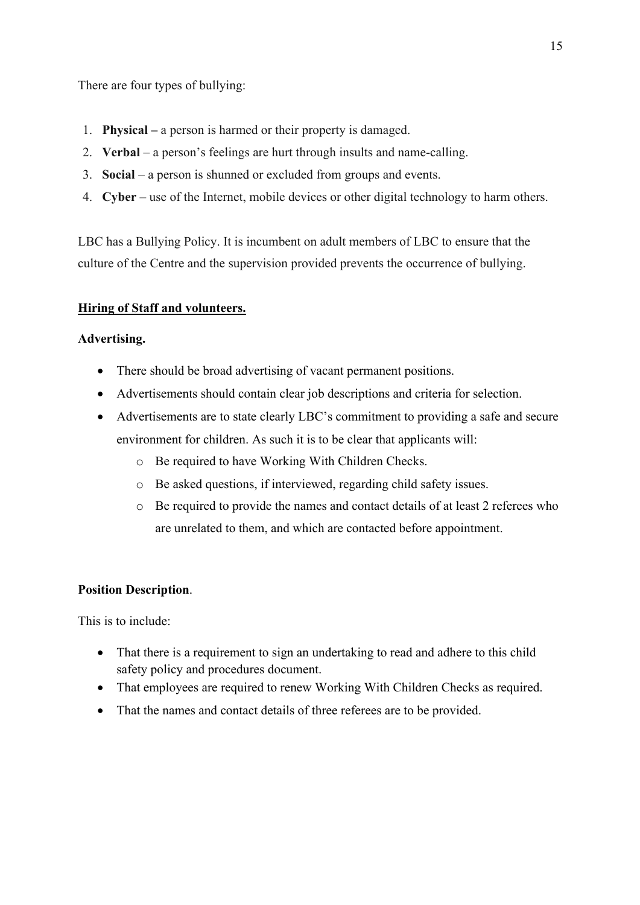There are four types of bullying:

1. **Physical –** a person is harmed or their property is damaged.
2. **Verbal** – a person's feelings are hurt through insults and name-calling.
3. **Social** – a person is shunned or excluded from groups and events.
4. **Cyber** – use of the Internet, mobile devices or other digital technology to harm others.

LBC has a Bullying Policy. It is incumbent on adult members of LBC to ensure that the culture of the Centre and the supervision provided prevents the occurrence of bullying.

**<u>Hiring of Staff and volunteers.</u>**

**Advertising.**

- There should be broad advertising of vacant permanent positions.
- Advertisements should contain clear job descriptions and criteria for selection.
- Advertisements are to state clearly LBC's commitment to providing a safe and secure environment for children. As such it is to be clear that applicants will:
  - Be required to have Working With Children Checks.
  - Be asked questions, if interviewed, regarding child safety issues.
  - Be required to provide the names and contact details of at least 2 referees who are unrelated to them, and which are contacted before appointment.

**Position Description**.

This is to include:

- That there is a requirement to sign an undertaking to read and adhere to this child safety policy and procedures document.
- That employees are required to renew Working With Children Checks as required.
- That the names and contact details of three referees are to be provided.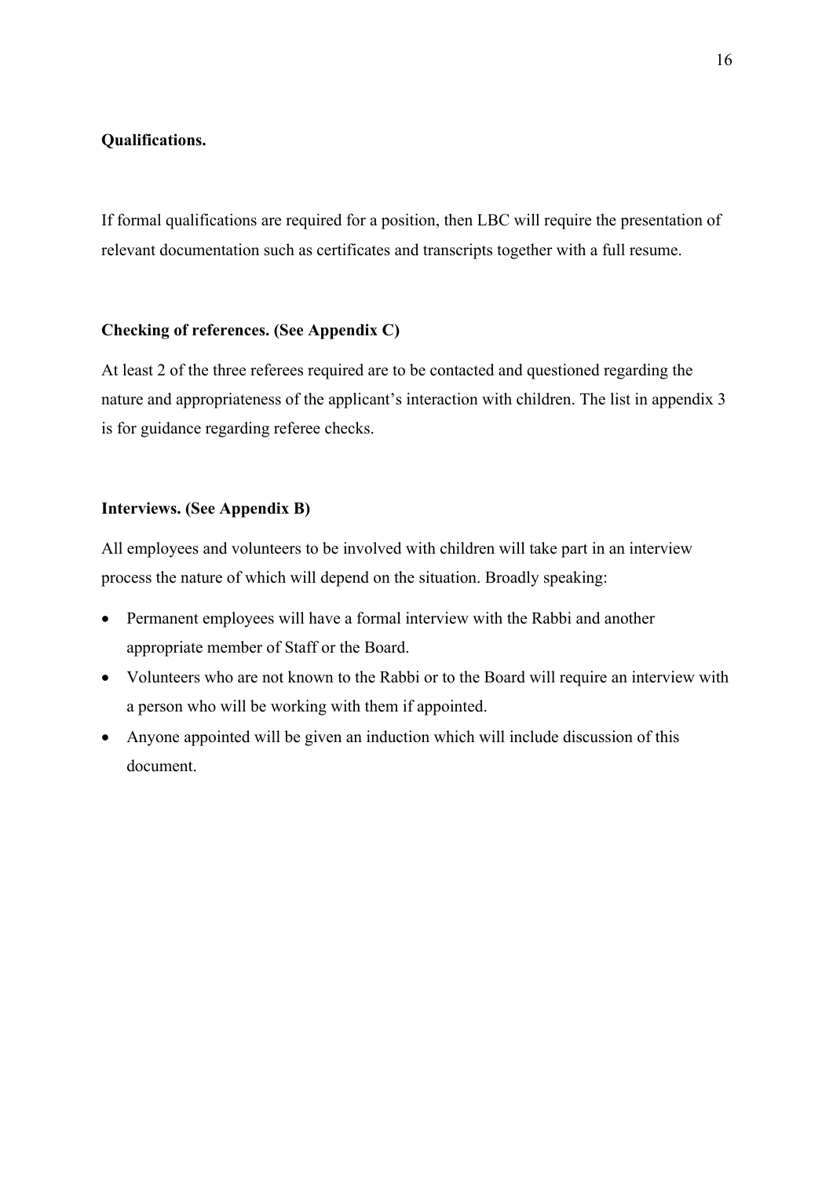**Qualifications.**

If formal qualifications are required for a position, then LBC will require the presentation of relevant documentation such as certificates and transcripts together with a full resume.

**Checking of references. (See Appendix C)**

At least 2 of the three referees required are to be contacted and questioned regarding the nature and appropriateness of the applicant's interaction with children. The list in appendix 3 is for guidance regarding referee checks.

**Interviews. (See Appendix B)**

All employees and volunteers to be involved with children will take part in an interview process the nature of which will depend on the situation. Broadly speaking:

- Permanent employees will have a formal interview with the Rabbi and another appropriate member of Staff or the Board.
- Volunteers who are not known to the Rabbi or to the Board will require an interview with a person who will be working with them if appointed.
- Anyone appointed will be given an induction which will include discussion of this document.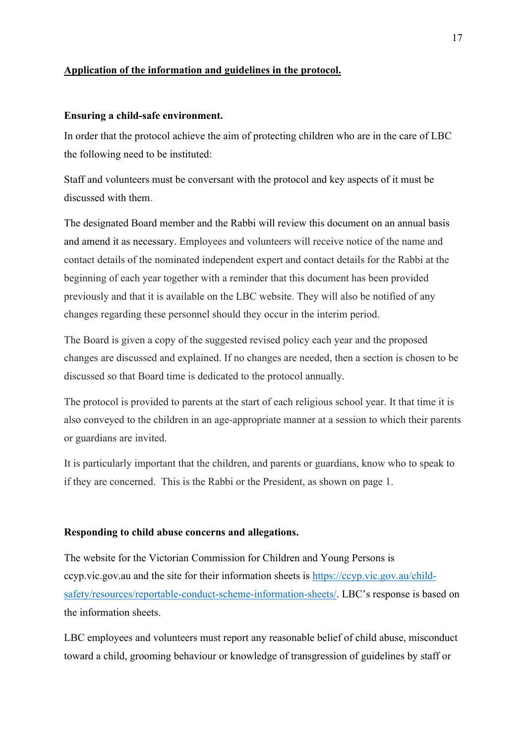**Application of the information and guidelines in the protocol.**

**Ensuring a child-safe environment.**

In order that the protocol achieve the aim of protecting children who are in the care of LBC the following need to be instituted:

Staff and volunteers must be conversant with the protocol and key aspects of it must be discussed with them.

The designated Board member and the Rabbi will review this document on an annual basis and amend it as necessary. Employees and volunteers will receive notice of the name and contact details of the nominated independent expert and contact details for the Rabbi at the beginning of each year together with a reminder that this document has been provided previously and that it is available on the LBC website. They will also be notified of any changes regarding these personnel should they occur in the interim period.

The Board is given a copy of the suggested revised policy each year and the proposed changes are discussed and explained. If no changes are needed, then a section is chosen to be discussed so that Board time is dedicated to the protocol annually.

The protocol is provided to parents at the start of each religious school year. It that time it is also conveyed to the children in an age-appropriate manner at a session to which their parents or guardians are invited.

It is particularly important that the children, and parents or guardians, know who to speak to if they are concerned. This is the Rabbi or the President, as shown on page 1.

**Responding to child abuse concerns and allegations.**

The website for the Victorian Commission for Children and Young Persons is ccyp.vic.gov.au and the site for their information sheets is https://ccyp.vic.gov.au/child-safety/resources/reportable-conduct-scheme-information-sheets/. LBC's response is based on the information sheets.

LBC employees and volunteers must report any reasonable belief of child abuse, misconduct toward a child, grooming behaviour or knowledge of transgression of guidelines by staff or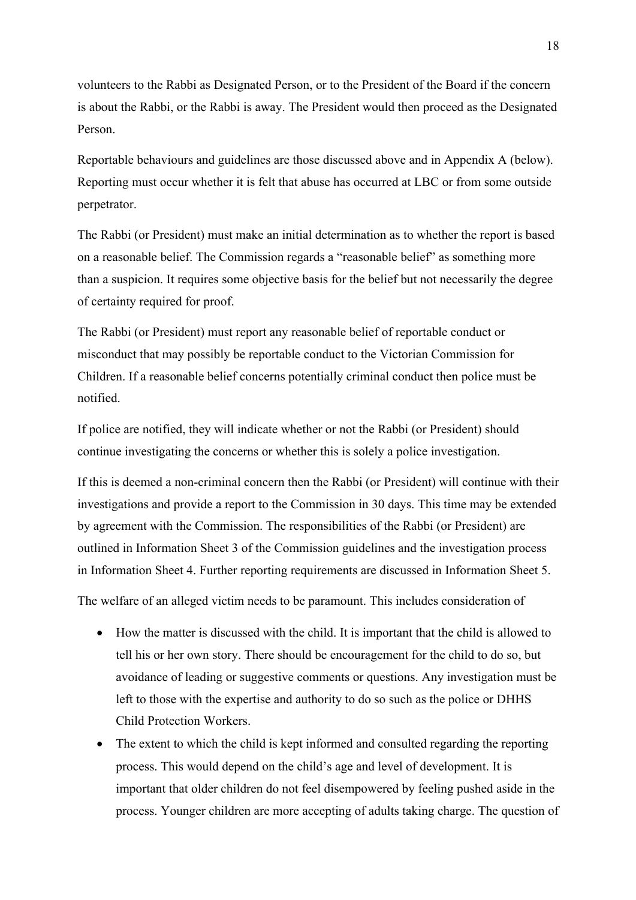volunteers to the Rabbi as Designated Person, or to the President of the Board if the concern is about the Rabbi, or the Rabbi is away. The President would then proceed as the Designated Person.

Reportable behaviours and guidelines are those discussed above and in Appendix A (below). Reporting must occur whether it is felt that abuse has occurred at LBC or from some outside perpetrator.

The Rabbi (or President) must make an initial determination as to whether the report is based on a reasonable belief. The Commission regards a "reasonable belief" as something more than a suspicion. It requires some objective basis for the belief but not necessarily the degree of certainty required for proof.

The Rabbi (or President) must report any reasonable belief of reportable conduct or misconduct that may possibly be reportable conduct to the Victorian Commission for Children. If a reasonable belief concerns potentially criminal conduct then police must be notified.

If police are notified, they will indicate whether or not the Rabbi (or President) should continue investigating the concerns or whether this is solely a police investigation.

If this is deemed a non-criminal concern then the Rabbi (or President) will continue with their investigations and provide a report to the Commission in 30 days. This time may be extended by agreement with the Commission. The responsibilities of the Rabbi (or President) are outlined in Information Sheet 3 of the Commission guidelines and the investigation process in Information Sheet 4. Further reporting requirements are discussed in Information Sheet 5.

The welfare of an alleged victim needs to be paramount. This includes consideration of

- How the matter is discussed with the child. It is important that the child is allowed to tell his or her own story. There should be encouragement for the child to do so, but avoidance of leading or suggestive comments or questions. Any investigation must be left to those with the expertise and authority to do so such as the police or DHHS Child Protection Workers.
- The extent to which the child is kept informed and consulted regarding the reporting process. This would depend on the child's age and level of development. It is important that older children do not feel disempowered by feeling pushed aside in the process. Younger children are more accepting of adults taking charge. The question of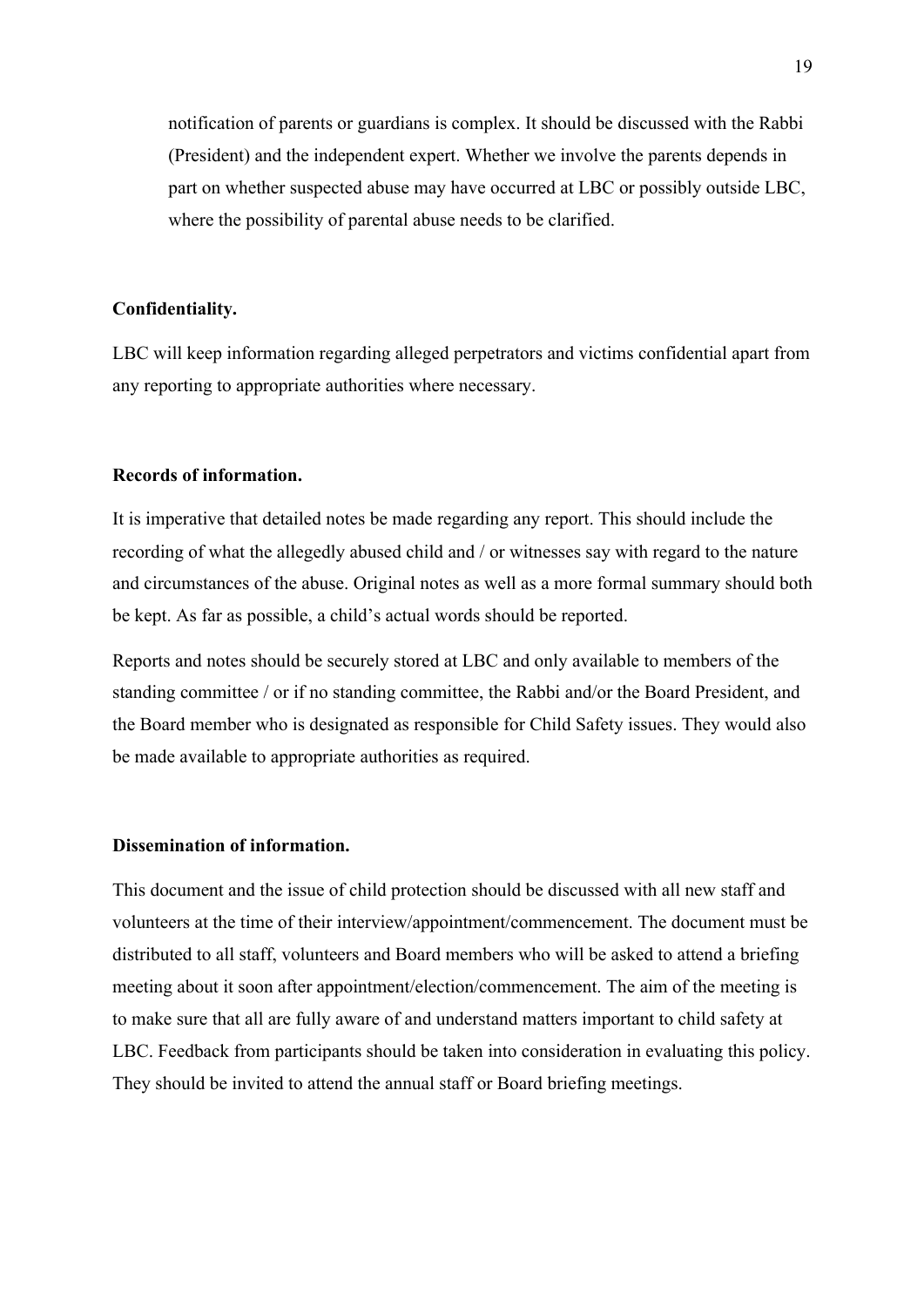notification of parents or guardians is complex. It should be discussed with the Rabbi (President) and the independent expert. Whether we involve the parents depends in part on whether suspected abuse may have occurred at LBC or possibly outside LBC, where the possibility of parental abuse needs to be clarified.

**Confidentiality.**

LBC will keep information regarding alleged perpetrators and victims confidential apart from any reporting to appropriate authorities where necessary.

**Records of information.**

It is imperative that detailed notes be made regarding any report. This should include the recording of what the allegedly abused child and / or witnesses say with regard to the nature and circumstances of the abuse. Original notes as well as a more formal summary should both be kept. As far as possible, a child's actual words should be reported.

Reports and notes should be securely stored at LBC and only available to members of the standing committee / or if no standing committee, the Rabbi and/or the Board President, and the Board member who is designated as responsible for Child Safety issues. They would also be made available to appropriate authorities as required.

**Dissemination of information.**

This document and the issue of child protection should be discussed with all new staff and volunteers at the time of their interview/appointment/commencement. The document must be distributed to all staff, volunteers and Board members who will be asked to attend a briefing meeting about it soon after appointment/election/commencement. The aim of the meeting is to make sure that all are fully aware of and understand matters important to child safety at LBC. Feedback from participants should be taken into consideration in evaluating this policy. They should be invited to attend the annual staff or Board briefing meetings.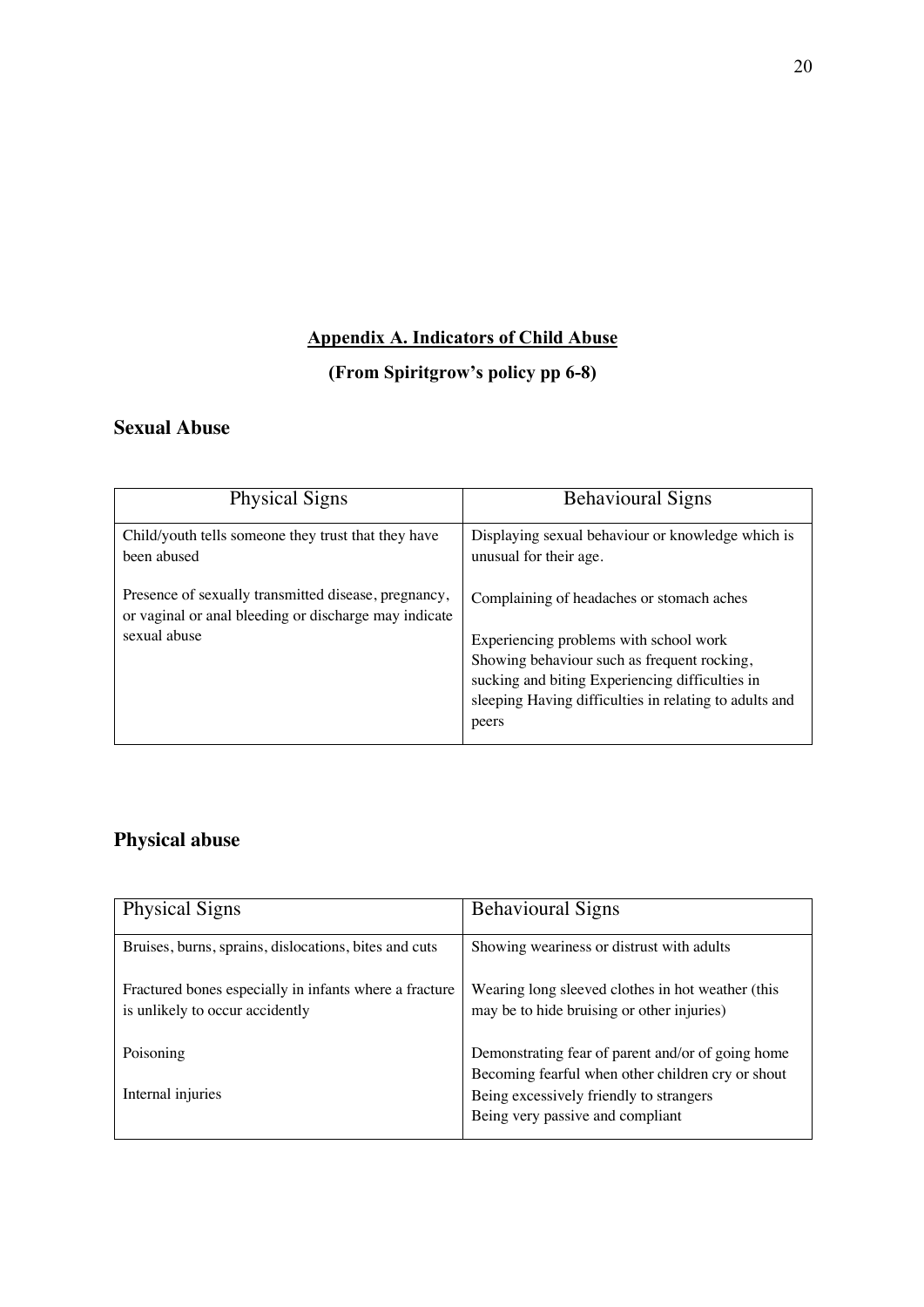## Appendix A. Indicators of Child Abuse

**(From Spiritgrow's policy pp 6-8)**

### Sexual Abuse

| Physical Signs | Behavioural Signs |
| --- | --- |
| Child/youth tells someone they trust that they have been abused<br><br>Presence of sexually transmitted disease, pregnancy, or vaginal or anal bleeding or discharge may indicate sexual abuse | Displaying sexual behaviour or knowledge which is unusual for their age.<br><br>Complaining of headaches or stomach aches<br><br>Experiencing problems with school work<br>Showing behaviour such as frequent rocking, sucking and biting Experiencing difficulties in sleeping Having difficulties in relating to adults and peers |

### Physical abuse

| Physical Signs | Behavioural Signs |
| --- | --- |
| Bruises, burns, sprains, dislocations, bites and cuts<br><br>Fractured bones especially in infants where a fracture is unlikely to occur accidently<br><br>Poisoning<br><br>Internal injuries | Showing weariness or distrust with adults<br><br>Wearing long sleeved clothes in hot weather (this may be to hide bruising or other injuries)<br><br>Demonstrating fear of parent and/or of going home<br>Becoming fearful when other children cry or shout<br>Being excessively friendly to strangers<br>Being very passive and compliant |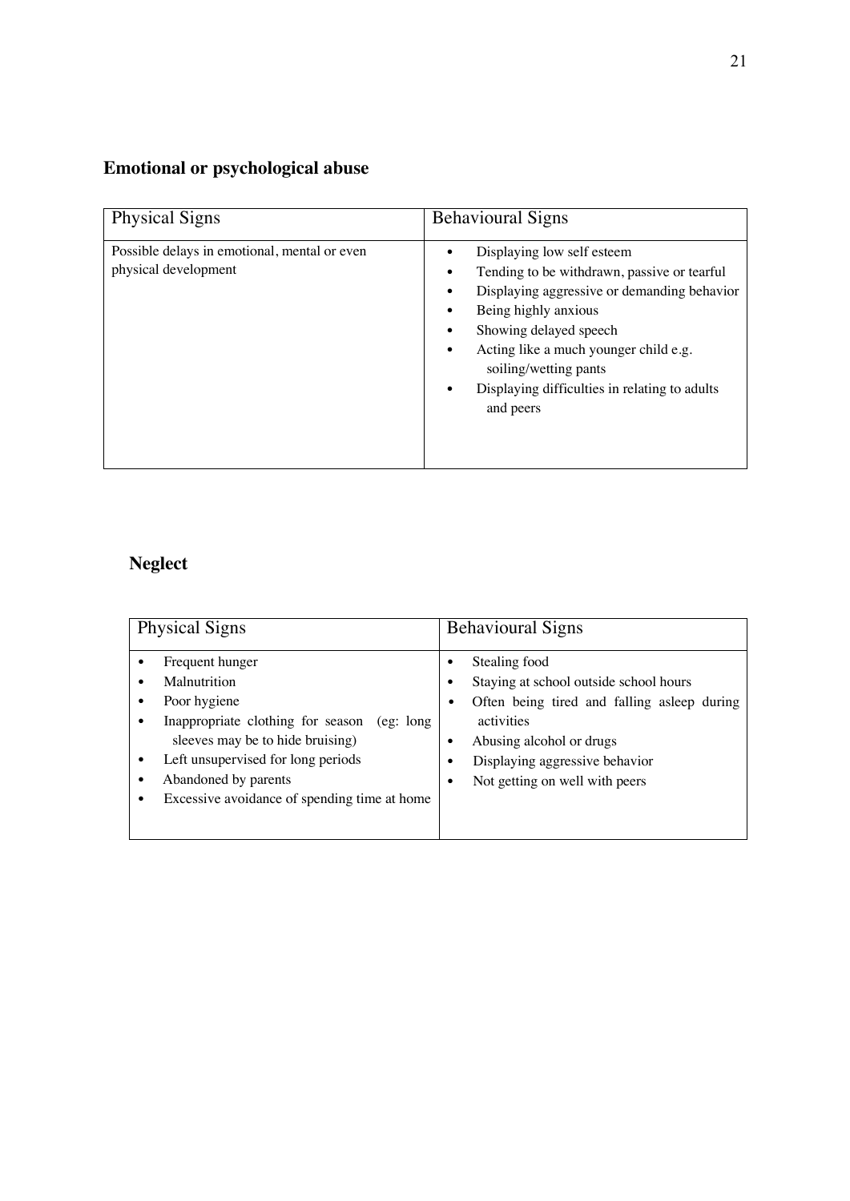## Emotional or psychological abuse

| Physical Signs | Behavioural Signs |
| --- | --- |
| Possible delays in emotional, mental or even physical development | • Displaying low self esteem<br>• Tending to be withdrawn, passive or tearful<br>• Displaying aggressive or demanding behavior<br>• Being highly anxious<br>• Showing delayed speech<br>• Acting like a much younger child e.g. soiling/wetting pants<br>• Displaying difficulties in relating to adults and peers |

## Neglect

| Physical Signs | Behavioural Signs |
| --- | --- |
| • Frequent hunger<br>• Malnutrition<br>• Poor hygiene<br>• Inappropriate clothing for season (eg: long sleeves may be to hide bruising)<br>• Left unsupervised for long periods<br>• Abandoned by parents<br>• Excessive avoidance of spending time at home | • Stealing food<br>• Staying at school outside school hours<br>• Often being tired and falling asleep during activities<br>• Abusing alcohol or drugs<br>• Displaying aggressive behavior<br>• Not getting on well with peers |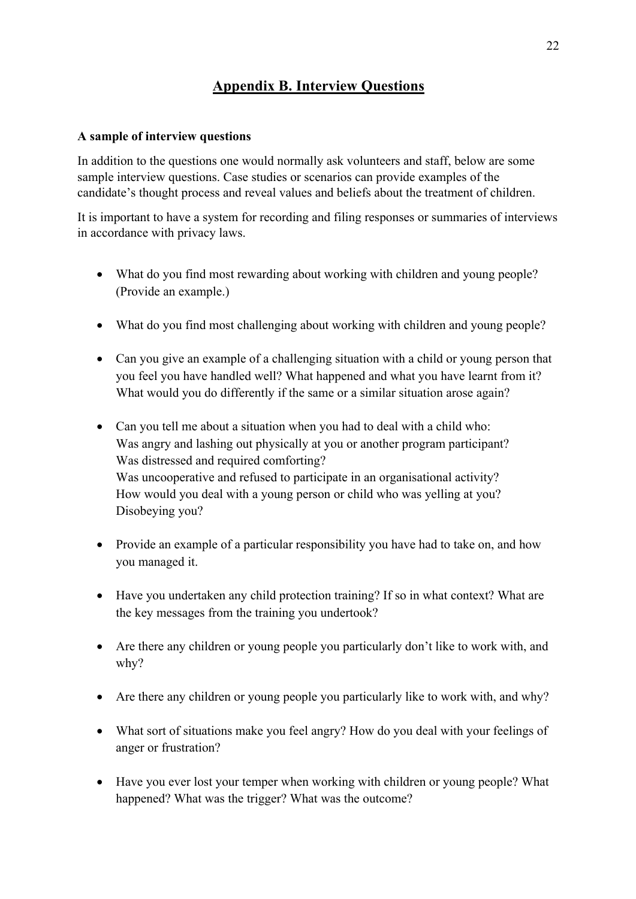## Appendix B. Interview Questions

**A sample of interview questions**

In addition to the questions one would normally ask volunteers and staff, below are some sample interview questions. Case studies or scenarios can provide examples of the candidate's thought process and reveal values and beliefs about the treatment of children.

It is important to have a system for recording and filing responses or summaries of interviews in accordance with privacy laws.

- What do you find most rewarding about working with children and young people? (Provide an example.)

- What do you find most challenging about working with children and young people?

- Can you give an example of a challenging situation with a child or young person that you feel you have handled well? What happened and what you have learnt from it? What would you do differently if the same or a similar situation arose again?

- Can you tell me about a situation when you had to deal with a child who:
  Was angry and lashing out physically at you or another program participant?
  Was distressed and required comforting?
  Was uncooperative and refused to participate in an organisational activity?
  How would you deal with a young person or child who was yelling at you?
  Disobeying you?

- Provide an example of a particular responsibility you have had to take on, and how you managed it.

- Have you undertaken any child protection training? If so in what context? What are the key messages from the training you undertook?

- Are there any children or young people you particularly don't like to work with, and why?

- Are there any children or young people you particularly like to work with, and why?

- What sort of situations make you feel angry? How do you deal with your feelings of anger or frustration?

- Have you ever lost your temper when working with children or young people? What happened? What was the trigger? What was the outcome?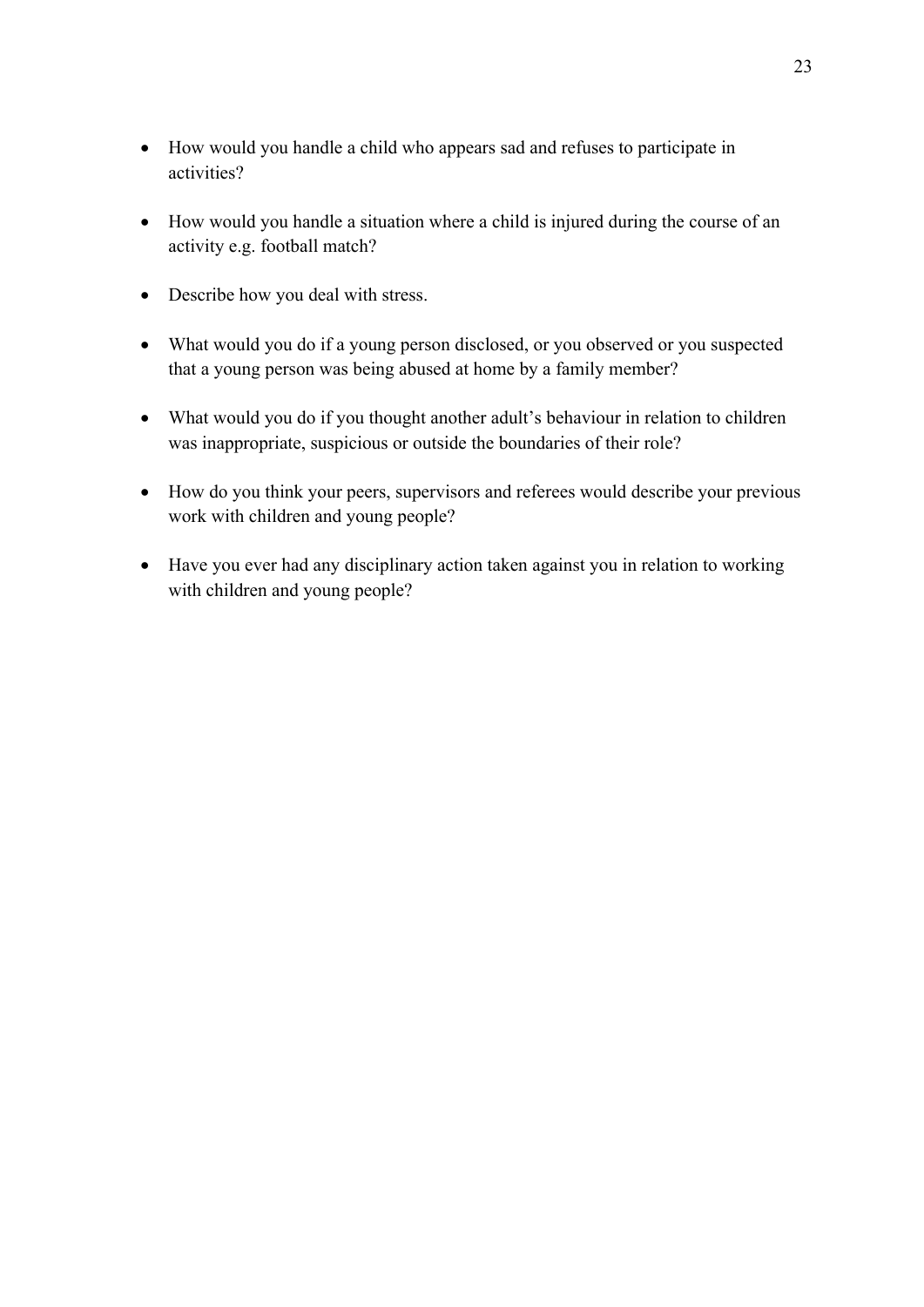- How would you handle a child who appears sad and refuses to participate in activities?
- How would you handle a situation where a child is injured during the course of an activity e.g. football match?
- Describe how you deal with stress.
- What would you do if a young person disclosed, or you observed or you suspected that a young person was being abused at home by a family member?
- What would you do if you thought another adult's behaviour in relation to children was inappropriate, suspicious or outside the boundaries of their role?
- How do you think your peers, supervisors and referees would describe your previous work with children and young people?
- Have you ever had any disciplinary action taken against you in relation to working with children and young people?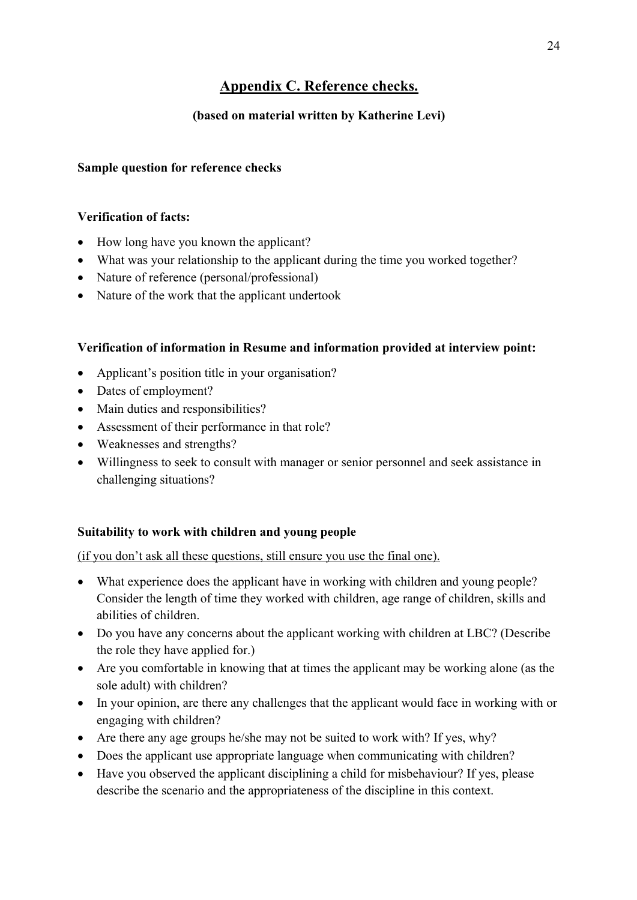## Appendix C. Reference checks.

**(based on material written by Katherine Levi)**

**Sample question for reference checks**

**Verification of facts:**

- How long have you known the applicant?
- What was your relationship to the applicant during the time you worked together?
- Nature of reference (personal/professional)
- Nature of the work that the applicant undertook

**Verification of information in Resume and information provided at interview point:**

- Applicant's position title in your organisation?
- Dates of employment?
- Main duties and responsibilities?
- Assessment of their performance in that role?
- Weaknesses and strengths?
- Willingness to seek to consult with manager or senior personnel and seek assistance in challenging situations?

**Suitability to work with children and young people**

(if you don't ask all these questions, still ensure you use the final one).

- What experience does the applicant have in working with children and young people? Consider the length of time they worked with children, age range of children, skills and abilities of children.
- Do you have any concerns about the applicant working with children at LBC? (Describe the role they have applied for.)
- Are you comfortable in knowing that at times the applicant may be working alone (as the sole adult) with children?
- In your opinion, are there any challenges that the applicant would face in working with or engaging with children?
- Are there any age groups he/she may not be suited to work with? If yes, why?
- Does the applicant use appropriate language when communicating with children?
- Have you observed the applicant disciplining a child for misbehaviour? If yes, please describe the scenario and the appropriateness of the discipline in this context.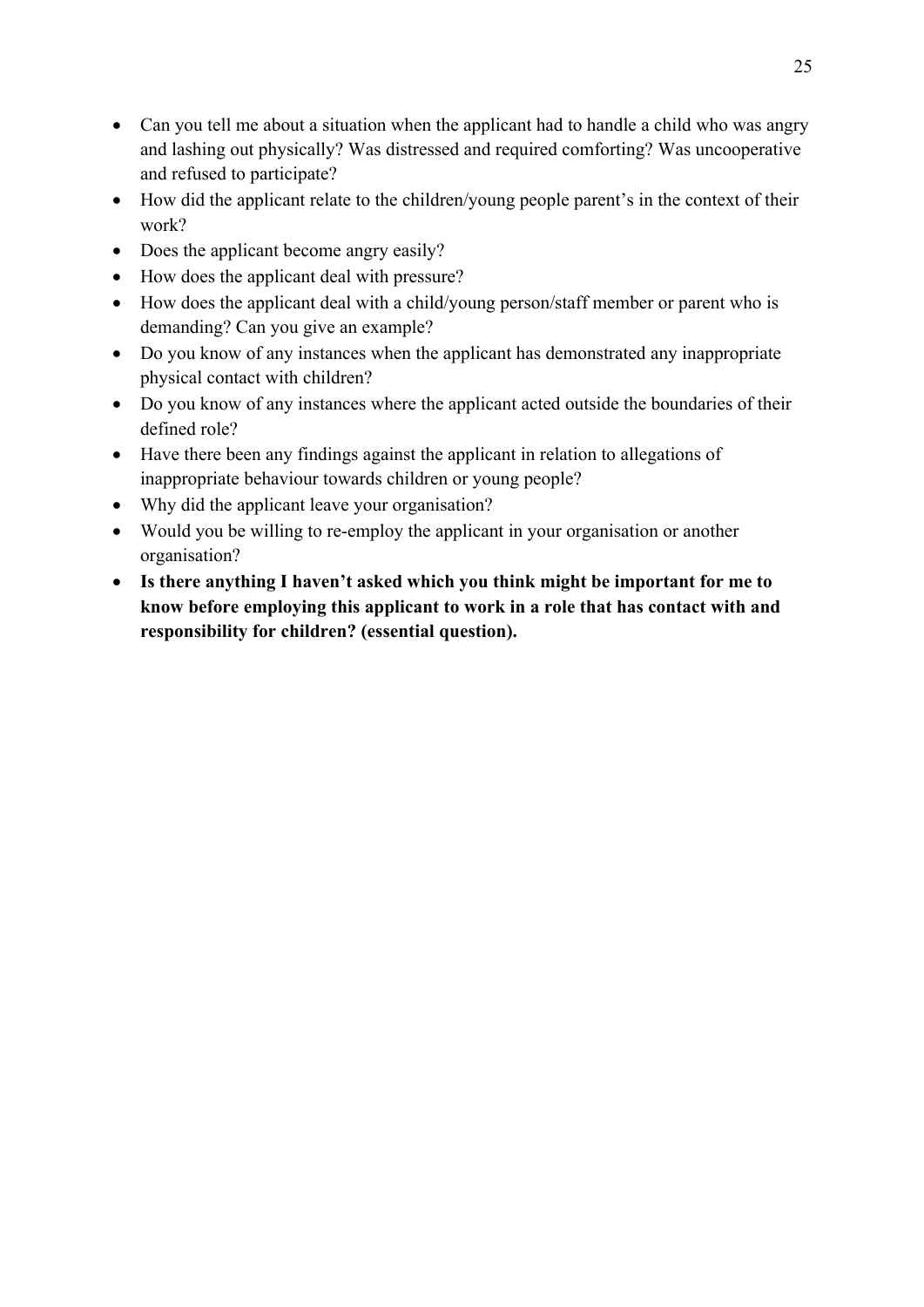- Can you tell me about a situation when the applicant had to handle a child who was angry and lashing out physically? Was distressed and required comforting? Was uncooperative and refused to participate?
- How did the applicant relate to the children/young people parent's in the context of their work?
- Does the applicant become angry easily?
- How does the applicant deal with pressure?
- How does the applicant deal with a child/young person/staff member or parent who is demanding? Can you give an example?
- Do you know of any instances when the applicant has demonstrated any inappropriate physical contact with children?
- Do you know of any instances where the applicant acted outside the boundaries of their defined role?
- Have there been any findings against the applicant in relation to allegations of inappropriate behaviour towards children or young people?
- Why did the applicant leave your organisation?
- Would you be willing to re-employ the applicant in your organisation or another organisation?
- **Is there anything I haven't asked which you think might be important for me to know before employing this applicant to work in a role that has contact with and responsibility for children? (essential question).**